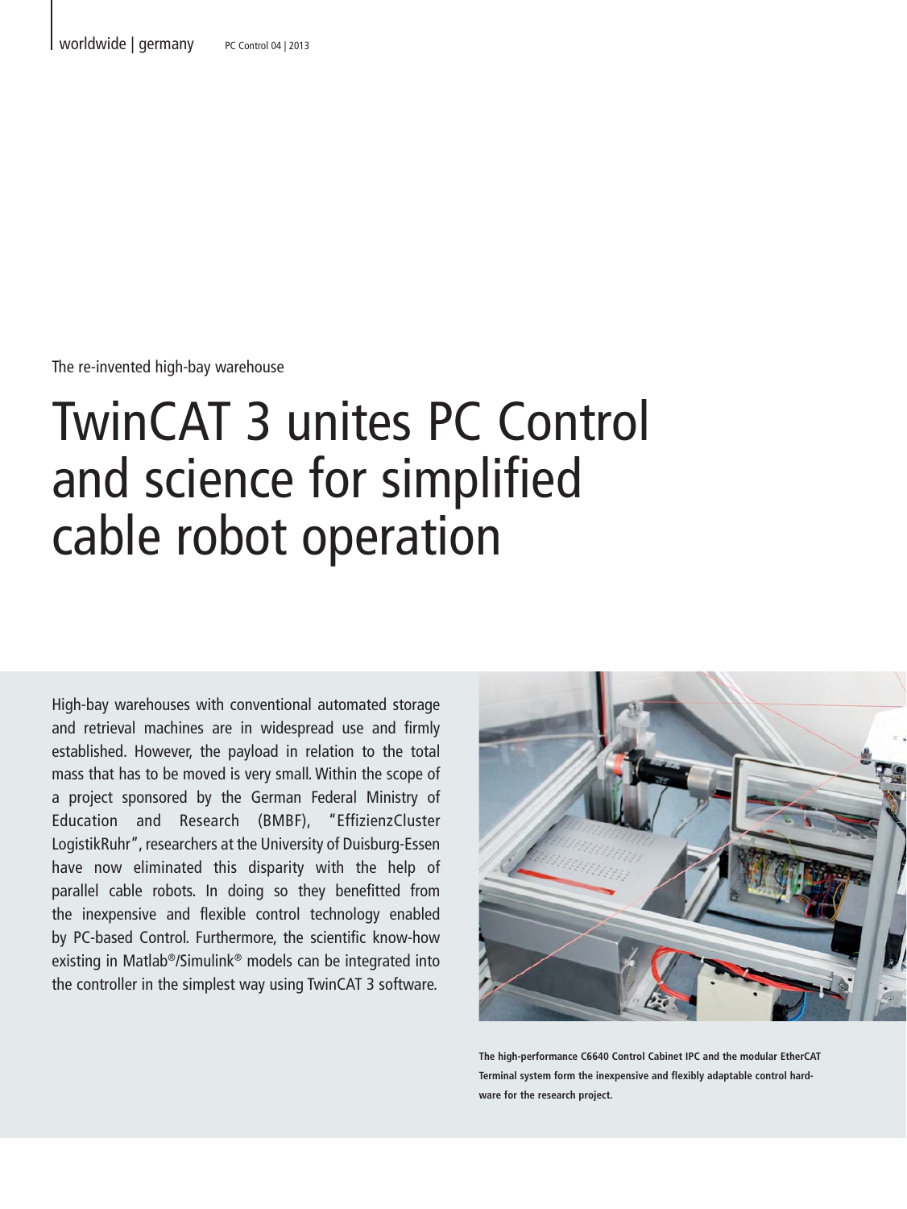The re-invented high-bay warehouse

# TwinCAT 3 unites PC Control and science for simplified cable robot operation

High-bay warehouses with conventional automated storage and retrieval machines are in widespread use and firmly established. However, the payload in relation to the total mass that has to be moved is very small. Within the scope of a project sponsored by the German Federal Ministry of Education and Research (BMBF), "EffizienzCluster LogistikRuhr", researchers at the University of Duisburg-Essen have now eliminated this disparity with the help of parallel cable robots. In doing so they benefitted from the inexpensive and flexible control technology enabled by PC-based Control. Furthermore, the scientific know-how existing in Matlab®/Simulink® models can be integrated into the controller in the simplest way using TwinCAT 3 software.

**The high-performance C6640 Control Cabinet IPC and the modular EtherCAT Terminal system form the inexpensive and flexibly adaptable control hardware for the research project.**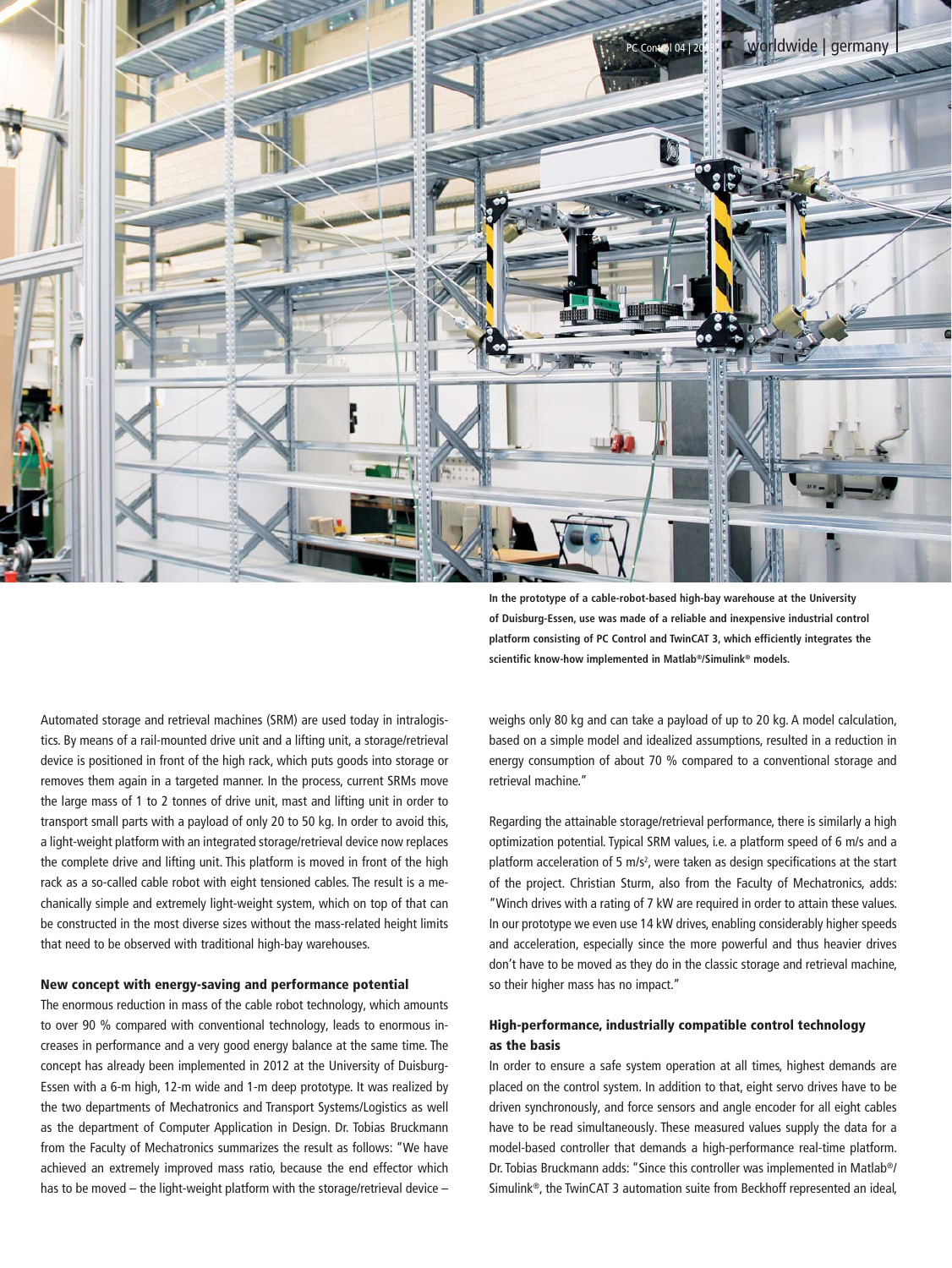In the prototype of a cable-robot-based high-bay warehouse at the University of Duisburg-Essen, use was made of a reliable and inexpensive industrial control platform consisting of PC Control and TwinCAT 3, which efficiently integrates the scientific know-how implemented in Matlab®/Simulink® models.

Automated storage and retrieval machines (SRM) are used today in intralogistics. By means of a rail-mounted drive unit and a lifting unit, a storage/retrieval device is positioned in front of the high rack, which puts goods into storage or removes them again in a targeted manner. In the process, current SRMs move the large mass of 1 to 2 tonnes of drive unit, mast and lifting unit in order to transport small parts with a payload of only 20 to 50 kg. In order to avoid this, a light-weight platform with an integrated storage/retrieval device now replaces the complete drive and lifting unit. This platform is moved in front of the high rack as a so-called cable robot with eight tensioned cables. The result is a mechanically simple and extremely light-weight system, which on top of that can be constructed in the most diverse sizes without the mass-related height limits that need to be observed with traditional high-bay warehouses.

### New concept with energy-saving and performance potential

The enormous reduction in mass of the cable robot technology, which amounts to over 90 % compared with conventional technology, leads to enormous increases in performance and a very good energy balance at the same time. The concept has already been implemented in 2012 at the University of Duisburg-Essen with a 6-m high, 12-m wide and 1-m deep prototype. It was realized by the two departments of Mechatronics and Transport Systems/Logistics as well as the department of Computer Application in Design. Dr. Tobias Bruckmann from the Faculty of Mechatronics summarizes the result as follows: "We have achieved an extremely improved mass ratio, because the end effector which has to be moved – the light-weight platform with the storage/retrieval device – weighs only 80 kg and can take a payload of up to 20 kg. A model calculation, based on a simple model and idealized assumptions, resulted in a reduction in energy consumption of about 70 % compared to a conventional storage and retrieval machine."

Regarding the attainable storage/retrieval performance, there is similarly a high optimization potential. Typical SRM values, i.e. a platform speed of 6 m/s and a platform acceleration of 5 m/s², were taken as design specifications at the start of the project. Christian Sturm, also from the Faculty of Mechatronics, adds: "Winch drives with a rating of 7 kW are required in order to attain these values. In our prototype we even use 14 kW drives, enabling considerably higher speeds and acceleration, especially since the more powerful and thus heavier drives don't have to be moved as they do in the classic storage and retrieval machine, so their higher mass has no impact."

### High-performance, industrially compatible control technology as the basis

In order to ensure a safe system operation at all times, highest demands are placed on the control system. In addition to that, eight servo drives have to be driven synchronously, and force sensors and angle encoder for all eight cables have to be read simultaneously. These measured values supply the data for a model-based controller that demands a high-performance real-time platform. Dr. Tobias Bruckmann adds: "Since this controller was implemented in Matlab®/Simulink®, the TwinCAT 3 automation suite from Beckhoff represented an ideal,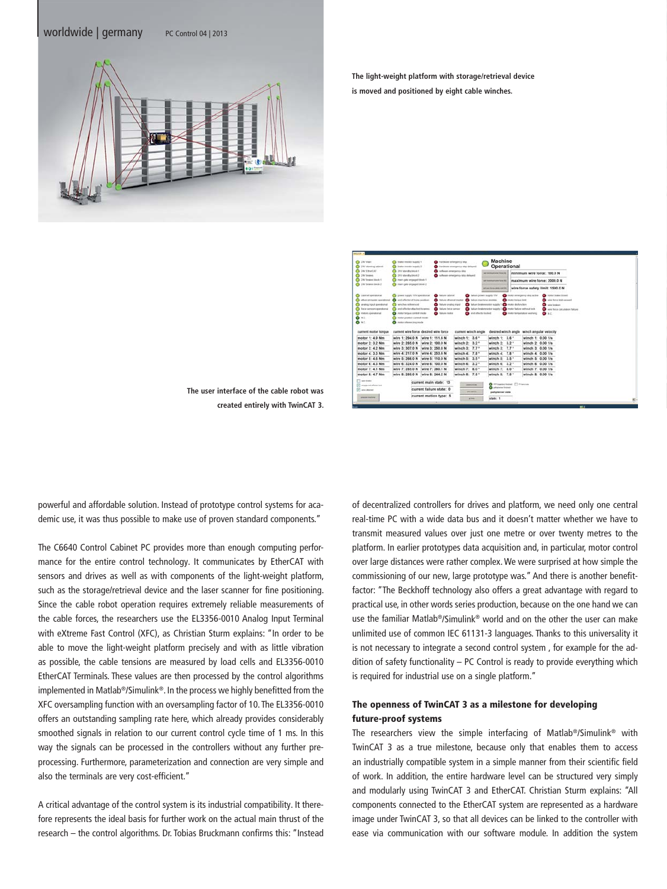The light-weight platform with storage/retrieval device is moved and positioned by eight cable winches.

The user interface of the cable robot was created entirely with TwinCAT 3.

powerful and affordable solution. Instead of prototype control systems for academic use, it was thus possible to make use of proven standard components."

The C6640 Control Cabinet PC provides more than enough computing performance for the entire control technology. It communicates by EtherCAT with sensors and drives as well as with components of the light-weight platform, such as the storage/retrieval device and the laser scanner for fine positioning. Since the cable robot operation requires extremely reliable measurements of the cable forces, the researchers use the EL3356-0010 Analog Input Terminal with eXtreme Fast Control (XFC), as Christian Sturm explains: "In order to be able to move the light-weight platform precisely and with as little vibration as possible, the cable tensions are measured by load cells and EL3356-0010 EtherCAT Terminals. These values are then processed by the control algorithms implemented in Matlab®/Simulink®. In the process we highly benefitted from the XFC oversampling function with an oversampling factor of 10. The EL3356-0010 offers an outstanding sampling rate here, which already provides considerably smoothed signals in relation to our current control cycle time of 1 ms. In this way the signals can be processed in the controllers without any further pre-processing. Furthermore, parameterization and connection are very simple and also the terminals are very cost-efficient."

A critical advantage of the control system is its industrial compatibility. It therefore represents the ideal basis for further work on the actual main thrust of the research – the control algorithms. Dr. Tobias Bruckmann confirms this: "Instead of decentralized controllers for drives and platform, we need only one central real-time PC with a wide data bus and it doesn't matter whether we have to transmit measured values over just one metre or over twenty metres to the platform. In earlier prototypes data acquisition and, in particular, motor control over large distances were rather complex. We were surprised at how simple the commissioning of our new, large prototype was." And there is another benefit-factor: "The Beckhoff technology also offers a great advantage with regard to practical use, in other words series production, because on the one hand we can use the familiar Matlab®/Simulink® world and on the other the user can make unlimited use of common IEC 61131-3 languages. Thanks to this universality it is not necessary to integrate a second control system , for example for the addition of safety functionality – PC Control is ready to provide everything which is required for industrial use on a single platform."

## The openness of TwinCAT 3 as a milestone for developing future-proof systems

The researchers view the simple interfacing of Matlab®/Simulink® with TwinCAT 3 as a true milestone, because only that enables them to access an industrially compatible system in a simple manner from their scientific field of work. In addition, the entire hardware level can be structured very simply and modularly using TwinCAT 3 and EtherCAT. Christian Sturm explains: "All components connected to the EtherCAT system are represented as a hardware image under TwinCAT 3, so that all devices can be linked to the controller with ease via communication with our software module. In addition the system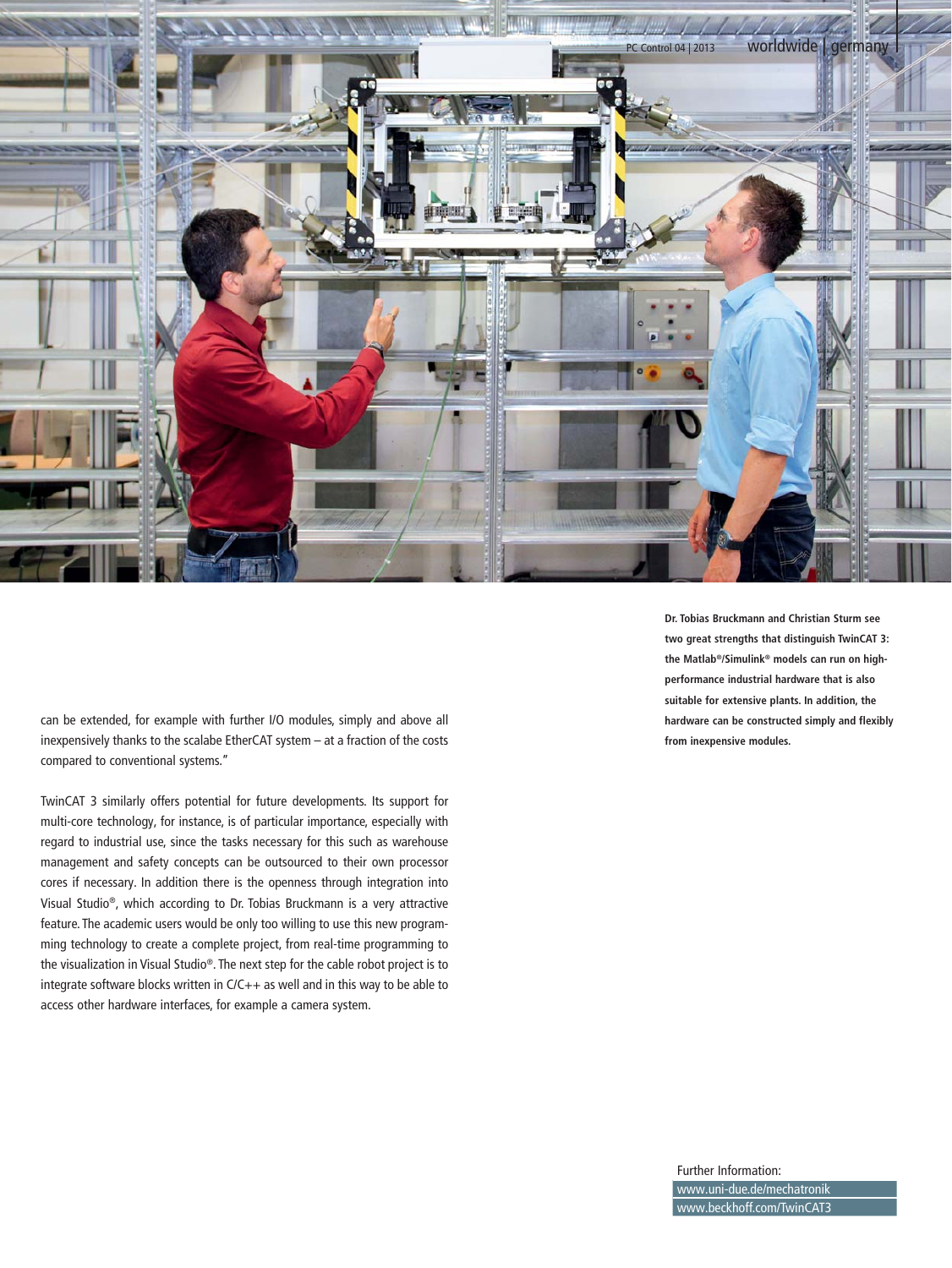can be extended, for example with further I/O modules, simply and above all inexpensively thanks to the scalabe EtherCAT system – at a fraction of the costs compared to conventional systems."

TwinCAT 3 similarly offers potential for future developments. Its support for multi-core technology, for instance, is of particular importance, especially with regard to industrial use, since the tasks necessary for this such as warehouse management and safety concepts can be outsourced to their own processor cores if necessary. In addition there is the openness through integration into Visual Studio®, which according to Dr. Tobias Bruckmann is a very attractive feature. The academic users would be only too willing to use this new programming technology to create a complete project, from real-time programming to the visualization in Visual Studio®. The next step for the cable robot project is to integrate software blocks written in C/C++ as well and in this way to be able to access other hardware interfaces, for example a camera system.

**Dr. Tobias Bruckmann and Christian Sturm see two great strengths that distinguish TwinCAT 3: the Matlab®/Simulink® models can run on high-performance industrial hardware that is also suitable for extensive plants. In addition, the hardware can be constructed simply and flexibly from inexpensive modules.**

Further Information:
www.uni-due.de/mechatronik
www.beckhoff.com/TwinCAT3